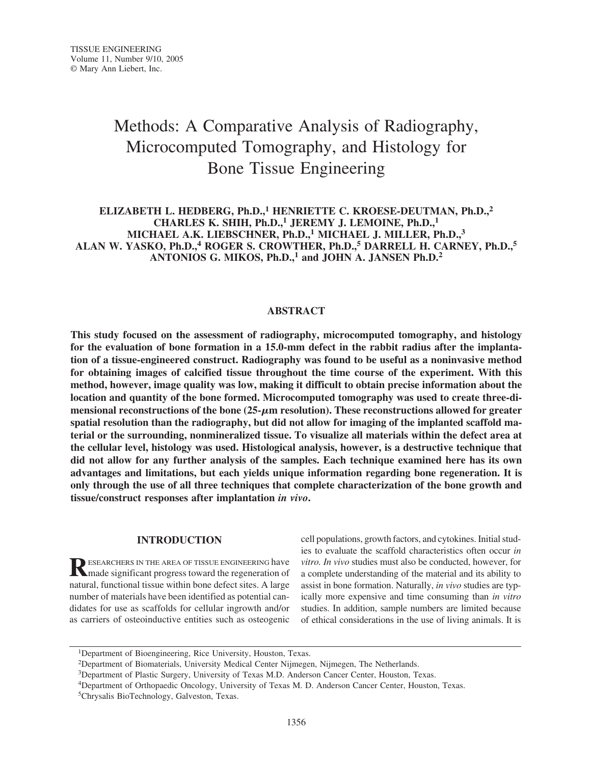# Methods: A Comparative Analysis of Radiography, Microcomputed Tomography, and Histology for Bone Tissue Engineering

**ELIZABETH L. HEDBERG, Ph.D.,[1] HENRIETTE C. KROESE-DEUTMAN, Ph.D.,[2] CHARLES K. SHIH, Ph.D.,[1] JEREMY J. LEMOINE, Ph.D.,[1] MICHAEL A.K. LIEBSCHNER, Ph.D.,[1] MICHAEL J. MILLER, Ph.D.,[3] ALAN W. YASKO, Ph.D.,[4] ROGER S. CROWTHER, Ph.D.,[5] DARRELL H. CARNEY, Ph.D.,[5] ANTONIOS G. MIKOS, Ph.D.,[1] and JOHN A. JANSEN Ph.D.[2]**

## ABSTRACT

**This study focused on the assessment of radiography, microcomputed tomography, and histology for the evaluation of bone formation in a 15.0-mm defect in the rabbit radius after the implantation of a tissue-engineered construct. Radiography was found to be useful as a noninvasive method for obtaining images of calcified tissue throughout the time course of the experiment. With this method, however, image quality was low, making it difficult to obtain precise information about the location and quantity of the bone formed. Microcomputed tomography was used to create three-dimensional reconstructions of the bone (25-$\mu$m resolution). These reconstructions allowed for greater spatial resolution than the radiography, but did not allow for imaging of the implanted scaffold material or the surrounding, nonmineralized tissue. To visualize all materials within the defect area at the cellular level, histology was used. Histological analysis, however, is a destructive technique that did not allow for any further analysis of the samples. Each technique examined here has its own advantages and limitations, but each yields unique information regarding bone regeneration. It is only through the use of all three techniques that complete characterization of the bone growth and tissue/construct responses after implantation *in vivo*.**

## INTRODUCTION

Researchers in the area of tissue engineering have made significant progress toward the regeneration of natural, functional tissue within bone defect sites. A large number of materials have been identified as potential candidates for use as scaffolds for cellular ingrowth and/or as carriers of osteoinductive entities such as osteogenic cell populations, growth factors, and cytokines. Initial studies to evaluate the scaffold characteristics often occur *in vitro*. *In vivo* studies must also be conducted, however, for a complete understanding of the material and its ability to assist in bone formation. Naturally, *in vivo* studies are typically more expensive and time consuming than *in vitro* studies. In addition, sample numbers are limited because of ethical considerations in the use of living animals. It is

[1]Department of Bioengineering, Rice University, Houston, Texas.

[2]Department of Biomaterials, University Medical Center Nijmegen, Nijmegen, The Netherlands.

[3]Department of Plastic Surgery, University of Texas M.D. Anderson Cancer Center, Houston, Texas.

[4]Department of Orthopaedic Oncology, University of Texas M. D. Anderson Cancer Center, Houston, Texas.

[5]Chrysalis BioTechnology, Galveston, Texas.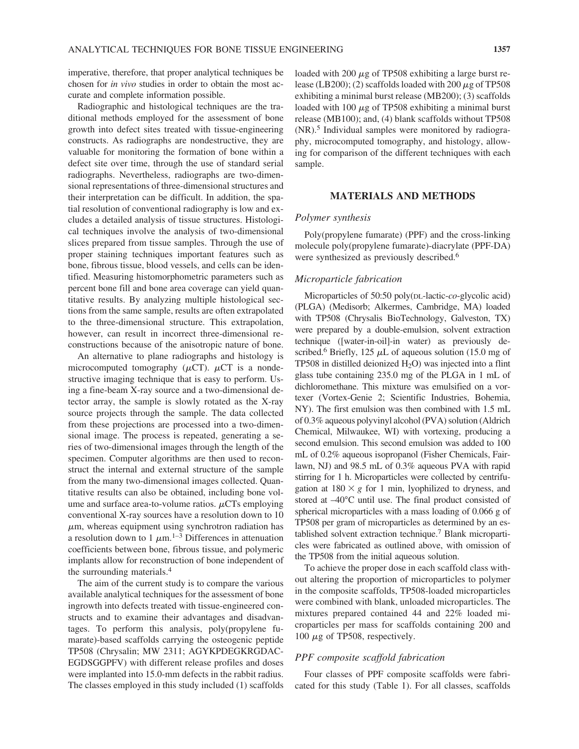imperative, therefore, that proper analytical techniques be chosen for *in vivo* studies in order to obtain the most accurate and complete information possible.

Radiographic and histological techniques are the traditional methods employed for the assessment of bone growth into defect sites treated with tissue-engineering constructs. As radiographs are nondestructive, they are valuable for monitoring the formation of bone within a defect site over time, through the use of standard serial radiographs. Nevertheless, radiographs are two-dimensional representations of three-dimensional structures and their interpretation can be difficult. In addition, the spatial resolution of conventional radiography is low and excludes a detailed analysis of tissue structures. Histological techniques involve the analysis of two-dimensional slices prepared from tissue samples. Through the use of proper staining techniques important features such as bone, fibrous tissue, blood vessels, and cells can be identified. Measuring histomorphometric parameters such as percent bone fill and bone area coverage can yield quantitative results. By analyzing multiple histological sections from the same sample, results are often extrapolated to the three-dimensional structure. This extrapolation, however, can result in incorrect three-dimensional reconstructions because of the anisotropic nature of bone.

An alternative to plane radiographs and histology is microcomputed tomography ($\mu$CT). $\mu$CT is a nondestructive imaging technique that is easy to perform. Using a fine-beam X-ray source and a two-dimensional detector array, the sample is slowly rotated as the X-ray source projects through the sample. The data collected from these projections are processed into a two-dimensional image. The process is repeated, generating a series of two-dimensional images through the length of the specimen. Computer algorithms are then used to reconstruct the internal and external structure of the sample from the many two-dimensional images collected. Quantitative results can also be obtained, including bone volume and surface area-to-volume ratios. $\mu$CTs employing conventional X-ray sources have a resolution down to 10 $\mu$m, whereas equipment using synchrotron radiation has a resolution down to 1 $\mu$m.[1–3] Differences in attenuation coefficients between bone, fibrous tissue, and polymeric implants allow for reconstruction of bone independent of the surrounding materials.[4]

The aim of the current study is to compare the various available analytical techniques for the assessment of bone ingrowth into defects treated with tissue-engineered constructs and to examine their advantages and disadvantages. To perform this analysis, poly(propylene fumarate)-based scaffolds carrying the osteogenic peptide TP508 (Chrysalin; MW 2311; AGYKPDEGKRGDACEGDSGGPFV) with different release profiles and doses were implanted into 15.0-mm defects in the rabbit radius. The classes employed in this study included (1) scaffolds loaded with 200 $\mu$g of TP508 exhibiting a large burst release (LB200); (2) scaffolds loaded with 200 $\mu$g of TP508 exhibiting a minimal burst release (MB200); (3) scaffolds loaded with 100 $\mu$g of TP508 exhibiting a minimal burst release (MB100); and, (4) blank scaffolds without TP508 (NR).[5] Individual samples were monitored by radiography, microcomputed tomography, and histology, allowing for comparison of the different techniques with each sample.

## MATERIALS AND METHODS

### *Polymer synthesis*

Poly(propylene fumarate) (PPF) and the cross-linking molecule poly(propylene fumarate)-diacrylate (PPF-DA) were synthesized as previously described.[6]

### *Microparticle fabrication*

Microparticles of 50:50 poly(DL-lactic-*co*-glycolic acid) (PLGA) (Medisorb; Alkermes, Cambridge, MA) loaded with TP508 (Chrysalis BioTechnology, Galveston, TX) were prepared by a double-emulsion, solvent extraction technique ([water-in-oil]-in water) as previously described.[6] Briefly, 125 $\mu$L of aqueous solution (15.0 mg of TP508 in distilled deionized $H_2O$) was injected into a flint glass tube containing 235.0 mg of the PLGA in 1 mL of dichloromethane. This mixture was emulsified on a vortexer (Vortex-Genie 2; Scientific Industries, Bohemia, NY). The first emulsion was then combined with 1.5 mL of 0.3% aqueous polyvinyl alcohol (PVA) solution (Aldrich Chemical, Milwaukee, WI) with vortexing, producing a second emulsion. This second emulsion was added to 100 mL of 0.2% aqueous isopropanol (Fisher Chemicals, Fairlawn, NJ) and 98.5 mL of 0.3% aqueous PVA with rapid stirring for 1 h. Microparticles were collected by centrifugation at $180 \times g$ for 1 min, lyophilized to dryness, and stored at –40°C until use. The final product consisted of spherical microparticles with a mass loading of 0.066 g of TP508 per gram of microparticles as determined by an established solvent extraction technique.[7] Blank microparticles were fabricated as outlined above, with omission of the TP508 from the initial aqueous solution.

To achieve the proper dose in each scaffold class without altering the proportion of microparticles to polymer in the composite scaffolds, TP508-loaded microparticles were combined with blank, unloaded microparticles. The mixtures prepared contained 44 and 22% loaded microparticles per mass for scaffolds containing 200 and 100 $\mu$g of TP508, respectively.

### *PPF composite scaffold fabrication*

Four classes of PPF composite scaffolds were fabricated for this study (Table 1). For all classes, scaffolds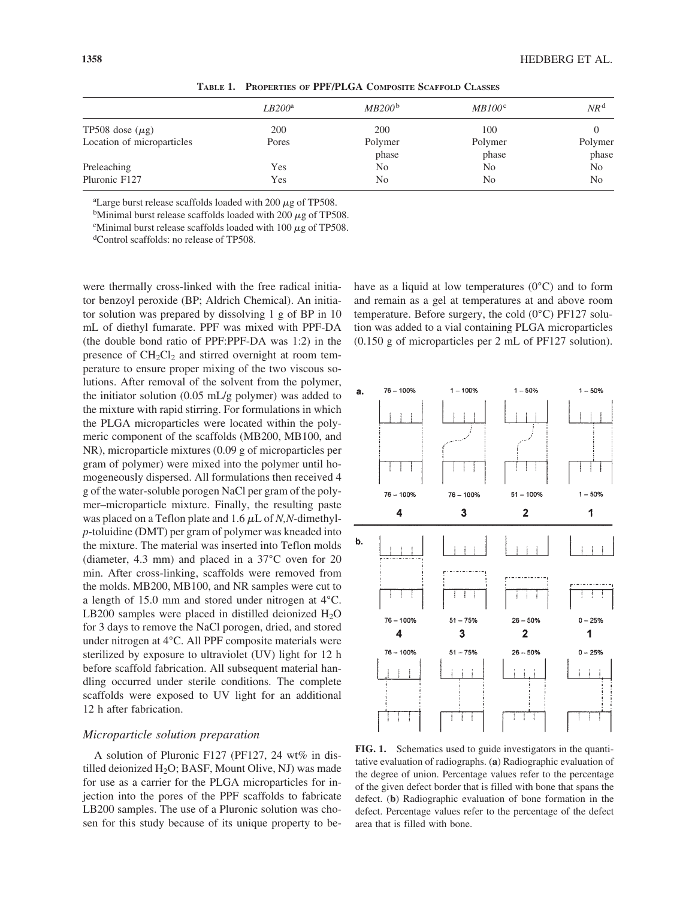**TABLE 1. PROPERTIES OF PPF/PLGA COMPOSITE SCAFFOLD CLASSES**

| | *LB200*[a] | *MB200*[b] | *MB100*[c] | *NR*[d] |
|---|---|---|---|---|
| TP508 dose ($\mu$g) | 200 | 200 | 100 | 0 |
| Location of microparticles | Pores | Polymer phase | Polymer phase | Polymer phase |
| Preleaching | Yes | No | No | No |
| Pluronic F127 | Yes | No | No | No |

[a]Large burst release scaffolds loaded with 200 $\mu$g of TP508.
[b]Minimal burst release scaffolds loaded with 200 $\mu$g of TP508.
[c]Minimal burst release scaffolds loaded with 100 $\mu$g of TP508.
[d]Control scaffolds: no release of TP508.

were thermally cross-linked with the free radical initiator benzoyl peroxide (BP; Aldrich Chemical). An initiator solution was prepared by dissolving 1 g of BP in 10 mL of diethyl fumarate. PPF was mixed with PPF-DA (the double bond ratio of PPF:PPF-DA was 1:2) in the presence of $CH_2Cl_2$ and stirred overnight at room temperature to ensure proper mixing of the two viscous solutions. After removal of the solvent from the polymer, the initiator solution (0.05 mL/g polymer) was added to the mixture with rapid stirring. For formulations in which the PLGA microparticles were located within the polymeric component of the scaffolds (MB200, MB100, and NR), microparticle mixtures (0.09 g of microparticles per gram of polymer) were mixed into the polymer until homogeneously dispersed. All formulations then received 4 g of the water-soluble porogen NaCl per gram of the polymer–microparticle mixture. Finally, the resulting paste was placed on a Teflon plate and 1.6 $\mu$L of *N,N*-dimethyl-*p*-toluidine (DMT) per gram of polymer was kneaded into the mixture. The material was inserted into Teflon molds (diameter, 4.3 mm) and placed in a 37°C oven for 20 min. After cross-linking, scaffolds were removed from the molds. MB200, MB100, and NR samples were cut to a length of 15.0 mm and stored under nitrogen at 4°C. LB200 samples were placed in distilled deionized $H_2O$ for 3 days to remove the NaCl porogen, dried, and stored under nitrogen at 4°C. All PPF composite materials were sterilized by exposure to ultraviolet (UV) light for 12 h before scaffold fabrication. All subsequent material handling occurred under sterile conditions. The complete scaffolds were exposed to UV light for an additional 12 h after fabrication.

### *Microparticle solution preparation*

A solution of Pluronic F127 (PF127, 24 wt% in distilled deionized $H_2O$; BASF, Mount Olive, NJ) was made for use as a carrier for the PLGA microparticles for injection into the pores of the PPF scaffolds to fabricate LB200 samples. The use of a Pluronic solution was chosen for this study because of its unique property to behave as a liquid at low temperatures (0°C) and to form and remain as a gel at temperatures at and above room temperature. Before surgery, the cold (0°C) PF127 solution was added to a vial containing PLGA microparticles (0.150 g of microparticles per 2 mL of PF127 solution).

**FIG. 1.** Schematics used to guide investigators in the quantitative evaluation of radiographs. (**a**) Radiographic evaluation of the degree of union. Percentage values refer to the percentage of the given defect border that is filled with bone that spans the defect. (**b**) Radiographic evaluation of bone formation in the defect. Percentage values refer to the percentage of the defect area that is filled with bone.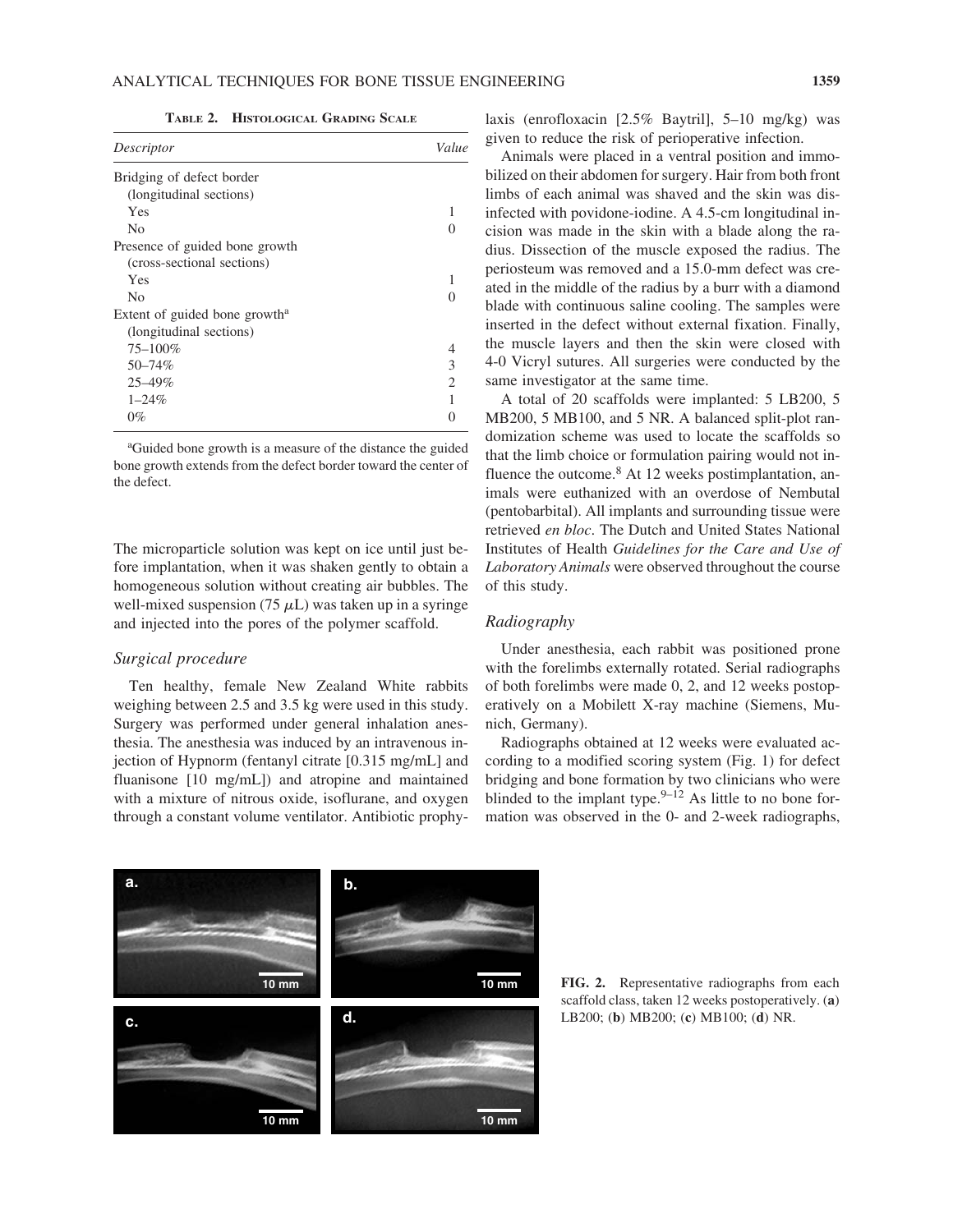**TABLE 2. HISTOLOGICAL GRADING SCALE**

| Descriptor | Value |
|---|---|
| Bridging of defect border (longitudinal sections) | |
| Yes | 1 |
| No | 0 |
| Presence of guided bone growth (cross-sectional sections) | |
| Yes | 1 |
| No | 0 |
| Extent of guided bone growth[a] (longitudinal sections) | |
| 75–100% | 4 |
| 50–74% | 3 |
| 25–49% | 2 |
| 1–24% | 1 |
| 0% | 0 |

[a]Guided bone growth is a measure of the distance the guided bone growth extends from the defect border toward the center of the defect.

The microparticle solution was kept on ice until just before implantation, when it was shaken gently to obtain a homogeneous solution without creating air bubbles. The well-mixed suspension (75 $\mu$L) was taken up in a syringe and injected into the pores of the polymer scaffold.

### *Surgical procedure*

Ten healthy, female New Zealand White rabbits weighing between 2.5 and 3.5 kg were used in this study. Surgery was performed under general inhalation anesthesia. The anesthesia was induced by an intravenous injection of Hypnorm (fentanyl citrate [0.315 mg/mL] and fluanisone [10 mg/mL]) and atropine and maintained with a mixture of nitrous oxide, isoflurane, and oxygen through a constant volume ventilator. Antibiotic prophylaxis (enrofloxacin [2.5% Baytril], 5–10 mg/kg) was given to reduce the risk of perioperative infection.

Animals were placed in a ventral position and immobilized on their abdomen for surgery. Hair from both front limbs of each animal was shaved and the skin was disinfected with povidone-iodine. A 4.5-cm longitudinal incision was made in the skin with a blade along the radius. Dissection of the muscle exposed the radius. The periosteum was removed and a 15.0-mm defect was created in the middle of the radius by a burr with a diamond blade with continuous saline cooling. The samples were inserted in the defect without external fixation. Finally, the muscle layers and then the skin were closed with 4-0 Vicryl sutures. All surgeries were conducted by the same investigator at the same time.

A total of 20 scaffolds were implanted: 5 LB200, 5 MB200, 5 MB100, and 5 NR. A balanced split-plot randomization scheme was used to locate the scaffolds so that the limb choice or formulation pairing would not influence the outcome.[8] At 12 weeks postimplantation, animals were euthanized with an overdose of Nembutal (pentobarbital). All implants and surrounding tissue were retrieved *en bloc*. The Dutch and United States National Institutes of Health *Guidelines for the Care and Use of Laboratory Animals* were observed throughout the course of this study.

### *Radiography*

Under anesthesia, each rabbit was positioned prone with the forelimbs externally rotated. Serial radiographs of both forelimbs were made 0, 2, and 12 weeks postoperatively on a Mobilett X-ray machine (Siemens, Munich, Germany).

Radiographs obtained at 12 weeks were evaluated according to a modified scoring system (Fig. 1) for defect bridging and bone formation by two clinicians who were blinded to the implant type.[9–12] As little to no bone formation was observed in the 0- and 2-week radiographs,

**FIG. 2.** Representative radiographs from each scaffold class, taken 12 weeks postoperatively. (**a**) LB200; (**b**) MB200; (**c**) MB100; (**d**) NR.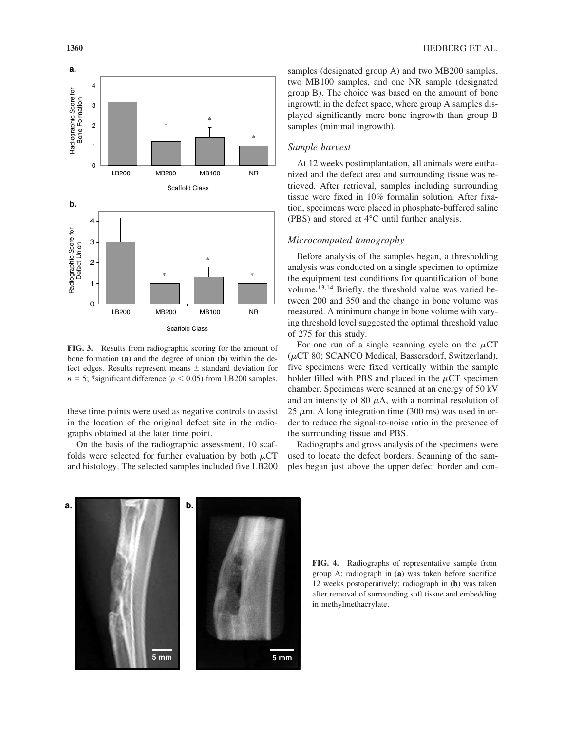**FIG. 3.** Results from radiographic scoring for the amount of bone formation (**a**) and the degree of union (**b**) within the defect edges. Results represent means ± standard deviation for $n = 5$; *significant difference ($p < 0.05$) from LB200 samples.

these time points were used as negative controls to assist in the location of the original defect site in the radiographs obtained at the later time point.

On the basis of the radiographic assessment, 10 scaffolds were selected for further evaluation by both $\mu$CT and histology. The selected samples included five LB200 samples (designated group A) and two MB200 samples, two MB100 samples, and one NR sample (designated group B). The choice was based on the amount of bone ingrowth in the defect space, where group A samples displayed significantly more bone ingrowth than group B samples (minimal ingrowth).

### *Sample harvest*

At 12 weeks postimplantation, all animals were euthanized and the defect area and surrounding tissue was retrieved. After retrieval, samples including surrounding tissue were fixed in 10% formalin solution. After fixation, specimens were placed in phosphate-buffered saline (PBS) and stored at 4°C until further analysis.

### *Microcomputed tomography*

Before analysis of the samples began, a thresholding analysis was conducted on a single specimen to optimize the equipment test conditions for quantification of bone volume.[13,14] Briefly, the threshold value was varied between 200 and 350 and the change in bone volume was measured. A minimum change in bone volume with varying threshold level suggested the optimal threshold value of 275 for this study.

For one run of a single scanning cycle on the $\mu$CT ($\mu$CT 80; SCANCO Medical, Bassersdorf, Switzerland), five specimens were fixed vertically within the sample holder filled with PBS and placed in the $\mu$CT specimen chamber. Specimens were scanned at an energy of 50 kV and an intensity of 80 $\mu$A, with a nominal resolution of 25 $\mu$m. A long integration time (300 ms) was used in order to reduce the signal-to-noise ratio in the presence of the surrounding tissue and PBS.

Radiographs and gross analysis of the specimens were used to locate the defect borders. Scanning of the samples began just above the upper defect border and con-

**FIG. 4.** Radiographs of representative sample from group A: radiograph in (**a**) was taken before sacrifice 12 weeks postoperatively; radiograph in (**b**) was taken after removal of surrounding soft tissue and embedding in methylmethacrylate.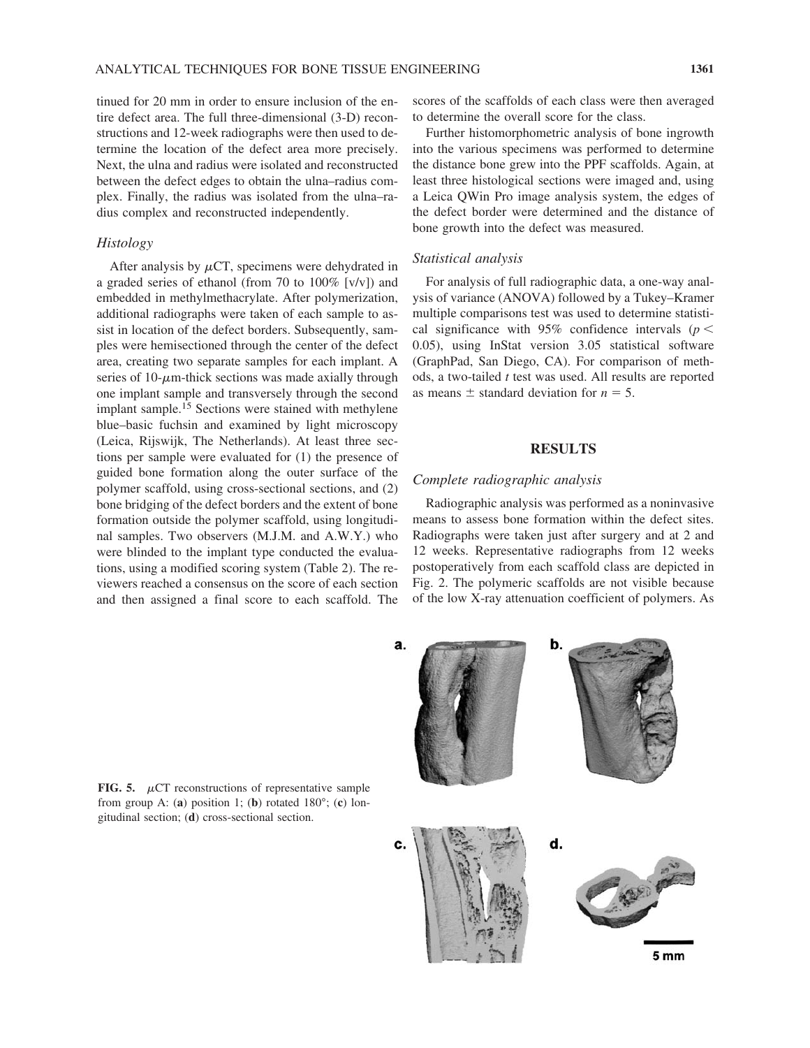tinued for 20 mm in order to ensure inclusion of the entire defect area. The full three-dimensional (3-D) reconstructions and 12-week radiographs were then used to determine the location of the defect area more precisely. Next, the ulna and radius were isolated and reconstructed between the defect edges to obtain the ulna–radius complex. Finally, the radius was isolated from the ulna–radius complex and reconstructed independently.

### *Histology*

After analysis by $\mu$CT, specimens were dehydrated in a graded series of ethanol (from 70 to 100% [v/v]) and embedded in methylmethacrylate. After polymerization, additional radiographs were taken of each sample to assist in location of the defect borders. Subsequently, samples were hemisectioned through the center of the defect area, creating two separate samples for each implant. A series of 10-$\mu$m-thick sections was made axially through one implant sample and transversely through the second implant sample.[15] Sections were stained with methylene blue–basic fuchsin and examined by light microscopy (Leica, Rijswijk, The Netherlands). At least three sections per sample were evaluated for (1) the presence of guided bone formation along the outer surface of the polymer scaffold, using cross-sectional sections, and (2) bone bridging of the defect borders and the extent of bone formation outside the polymer scaffold, using longitudinal samples. Two observers (M.J.M. and A.W.Y.) who were blinded to the implant type conducted the evaluations, using a modified scoring system (Table 2). The reviewers reached a consensus on the score of each section and then assigned a final score to each scaffold. The scores of the scaffolds of each class were then averaged to determine the overall score for the class.

Further histomorphometric analysis of bone ingrowth into the various specimens was performed to determine the distance bone grew into the PPF scaffolds. Again, at least three histological sections were imaged and, using a Leica QWin Pro image analysis system, the edges of the defect border were determined and the distance of bone growth into the defect was measured.

### *Statistical analysis*

For analysis of full radiographic data, a one-way analysis of variance (ANOVA) followed by a Tukey–Kramer multiple comparisons test was used to determine statistical significance with 95% confidence intervals ($p < 0.05$), using InStat version 3.05 statistical software (GraphPad, San Diego, CA). For comparison of methods, a two-tailed $t$ test was used. All results are reported as means $\pm$ standard deviation for $n = 5$.

## RESULTS

### *Complete radiographic analysis*

Radiographic analysis was performed as a noninvasive means to assess bone formation within the defect sites. Radiographs were taken just after surgery and at 2 and 12 weeks. Representative radiographs from 12 weeks postoperatively from each scaffold class are depicted in Fig. 2. The polymeric scaffolds are not visible because of the low X-ray attenuation coefficient of polymers. As

**FIG. 5.** $\mu$CT reconstructions of representative sample from group A: (**a**) position 1; (**b**) rotated 180°; (**c**) longitudinal section; (**d**) cross-sectional section.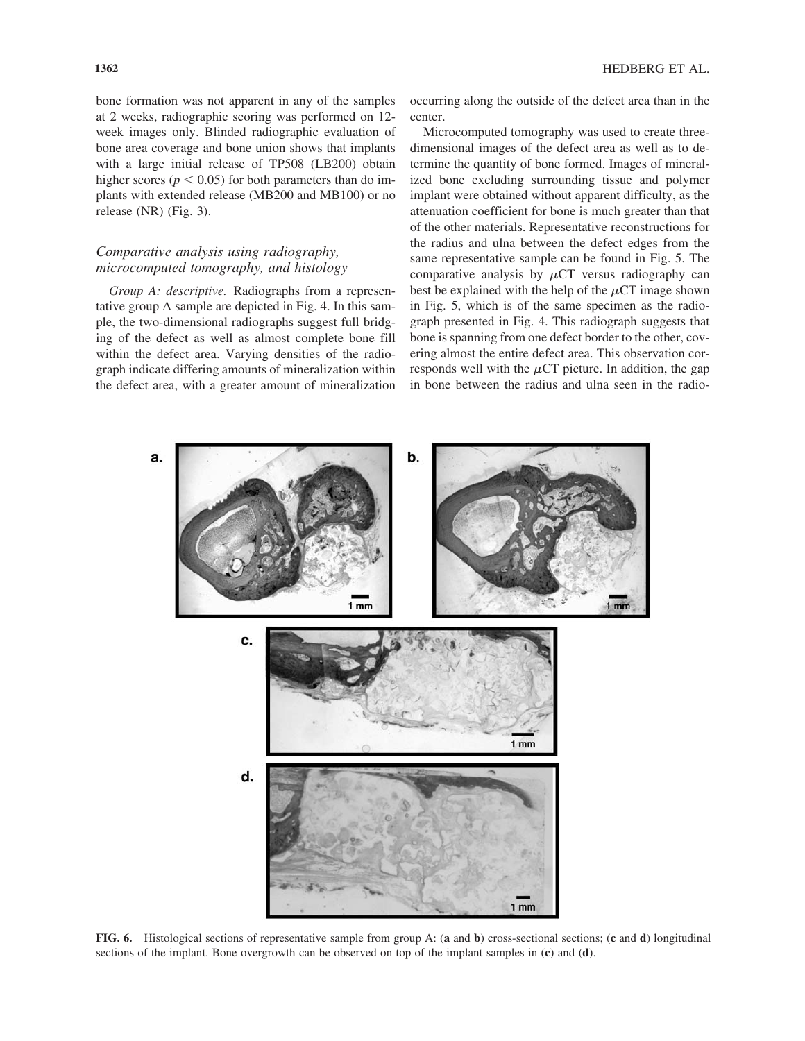bone formation was not apparent in any of the samples at 2 weeks, radiographic scoring was performed on 12-week images only. Blinded radiographic evaluation of bone area coverage and bone union shows that implants with a large initial release of TP508 (LB200) obtain higher scores ($p < 0.05$) for both parameters than do implants with extended release (MB200 and MB100) or no release (NR) (Fig. 3).

### *Comparative analysis using radiography, microcomputed tomography, and histology*

*Group A: descriptive.* Radiographs from a representative group A sample are depicted in Fig. 4. In this sample, the two-dimensional radiographs suggest full bridging of the defect as well as almost complete bone fill within the defect area. Varying densities of the radiograph indicate differing amounts of mineralization within the defect area, with a greater amount of mineralization occurring along the outside of the defect area than in the center.

Microcomputed tomography was used to create three-dimensional images of the defect area as well as to determine the quantity of bone formed. Images of mineralized bone excluding surrounding tissue and polymer implant were obtained without apparent difficulty, as the attenuation coefficient for bone is much greater than that of the other materials. Representative reconstructions for the radius and ulna between the defect edges from the same representative sample can be found in Fig. 5. The comparative analysis by $\mu$CT versus radiography can best be explained with the help of the $\mu$CT image shown in Fig. 5, which is of the same specimen as the radiograph presented in Fig. 4. This radiograph suggests that bone is spanning from one defect border to the other, covering almost the entire defect area. This observation corresponds well with the $\mu$CT picture. In addition, the gap in bone between the radius and ulna seen in the radio-

**FIG. 6.** Histological sections of representative sample from group A: (**a** and **b**) cross-sectional sections; (**c** and **d**) longitudinal sections of the implant. Bone overgrowth can be observed on top of the implant samples in (**c**) and (**d**).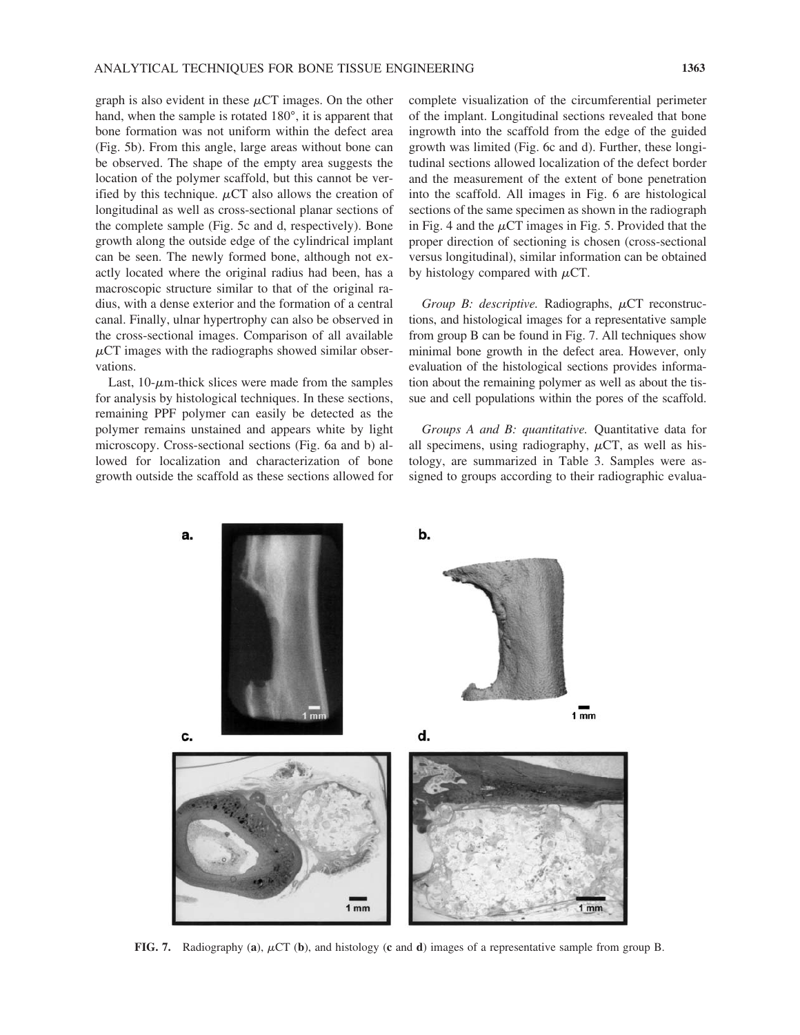graph is also evident in these μCT images. On the other hand, when the sample is rotated 180°, it is apparent that bone formation was not uniform within the defect area (Fig. 5b). From this angle, large areas without bone can be observed. The shape of the empty area suggests the location of the polymer scaffold, but this cannot be verified by this technique. μCT also allows the creation of longitudinal as well as cross-sectional planar sections of the complete sample (Fig. 5c and d, respectively). Bone growth along the outside edge of the cylindrical implant can be seen. The newly formed bone, although not exactly located where the original radius had been, has a macroscopic structure similar to that of the original radius, with a dense exterior and the formation of a central canal. Finally, ulnar hypertrophy can also be observed in the cross-sectional images. Comparison of all available μCT images with the radiographs showed similar observations.

Last, 10-μm-thick slices were made from the samples for analysis by histological techniques. In these sections, remaining PPF polymer can easily be detected as the polymer remains unstained and appears white by light microscopy. Cross-sectional sections (Fig. 6a and b) allowed for localization and characterization of bone growth outside the scaffold as these sections allowed for complete visualization of the circumferential perimeter of the implant. Longitudinal sections revealed that bone ingrowth into the scaffold from the edge of the guided growth was limited (Fig. 6c and d). Further, these longitudinal sections allowed localization of the defect border and the measurement of the extent of bone penetration into the scaffold. All images in Fig. 6 are histological sections of the same specimen as shown in the radiograph in Fig. 4 and the μCT images in Fig. 5. Provided that the proper direction of sectioning is chosen (cross-sectional versus longitudinal), similar information can be obtained by histology compared with μCT.

*Group B: descriptive.* Radiographs, μCT reconstructions, and histological images for a representative sample from group B can be found in Fig. 7. All techniques show minimal bone growth in the defect area. However, only evaluation of the histological sections provides information about the remaining polymer as well as about the tissue and cell populations within the pores of the scaffold.

*Groups A and B: quantitative.* Quantitative data for all specimens, using radiography, μCT, as well as histology, are summarized in Table 3. Samples were assigned to groups according to their radiographic evalua-

**FIG. 7.** Radiography (**a**), μCT (**b**), and histology (**c** and **d**) images of a representative sample from group B.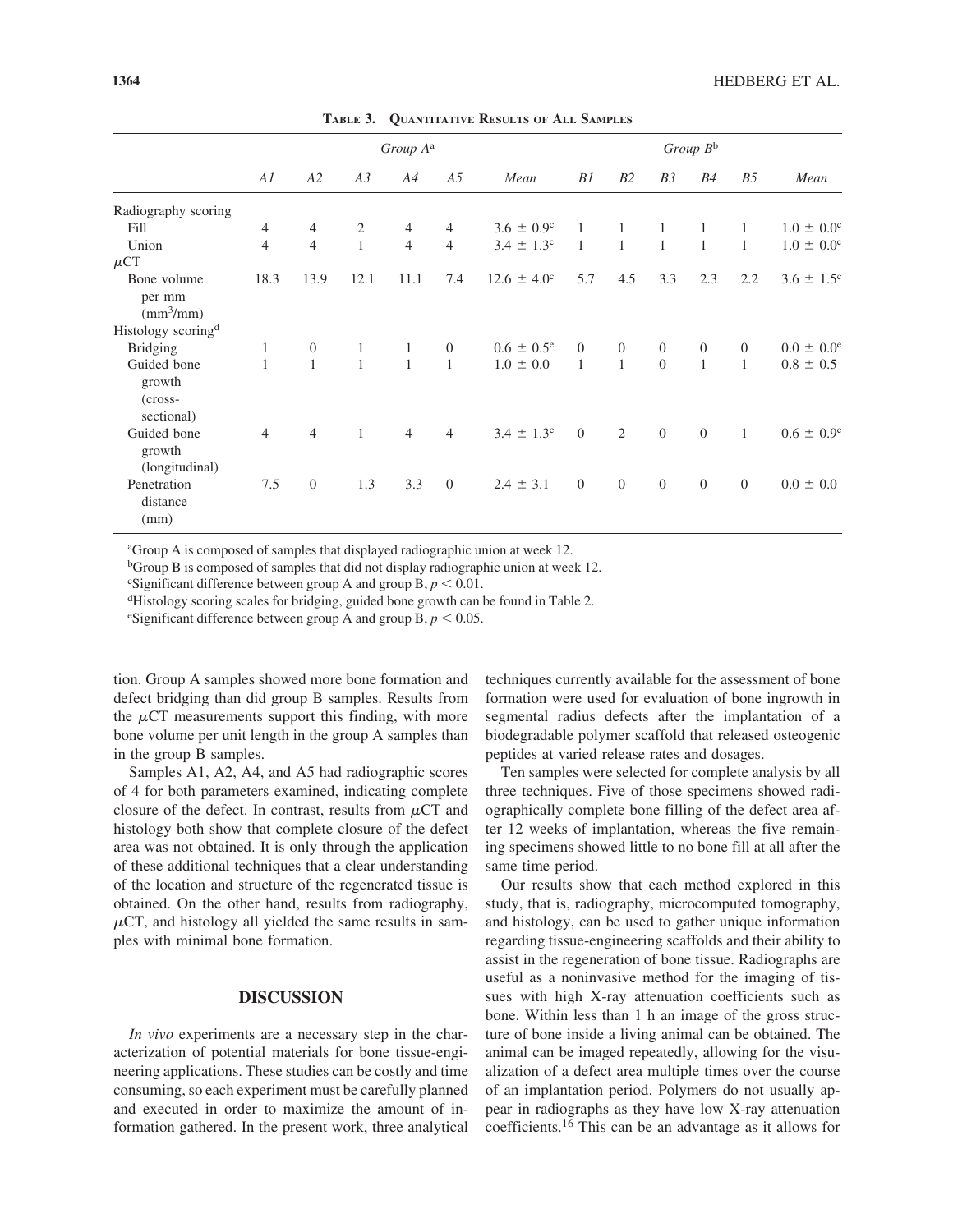**Table 3. Quantitative Results of All Samples**

| | Group A[a] | | | | | | Group B[b] | | | | | |
|---|---|---|---|---|---|---|---|---|---|---|---|---|
| | A1 | A2 | A3 | A4 | A5 | Mean | B1 | B2 | B3 | B4 | B5 | Mean |
| Radiography scoring | | | | | | | | | | | | |
| Fill | 4 | 4 | 2 | 4 | 4 | $3.6 \pm 0.9$[c] | 1 | 1 | 1 | 1 | 1 | $1.0 \pm 0.0$[c] |
| Union | 4 | 4 | 1 | 4 | 4 | $3.4 \pm 1.3$[c] | 1 | 1 | 1 | 1 | 1 | $1.0 \pm 0.0$[c] |
| $\mu$CT | | | | | | | | | | | | |
| Bone volume per mm ($mm^3$/mm) | 18.3 | 13.9 | 12.1 | 11.1 | 7.4 | $12.6 \pm 4.0$[c] | 5.7 | 4.5 | 3.3 | 2.3 | 2.2 | $3.6 \pm 1.5$[c] |
| Histology scoring[d] | | | | | | | | | | | | |
| Bridging | 1 | 0 | 1 | 1 | 0 | $0.6 \pm 0.5$[e] | 0 | 0 | 0 | 0 | 0 | $0.0 \pm 0.0$[e] |
| Guided bone growth (cross-sectional) | 1 | 1 | 1 | 1 | 1 | $1.0 \pm 0.0$ | 1 | 1 | 0 | 1 | 1 | $0.8 \pm 0.5$ |
| Guided bone growth (longitudinal) | 4 | 4 | 1 | 4 | 4 | $3.4 \pm 1.3$[c] | 0 | 2 | 0 | 0 | 1 | $0.6 \pm 0.9$[c] |
| Penetration distance (mm) | 7.5 | 0 | 1.3 | 3.3 | 0 | $2.4 \pm 3.1$ | 0 | 0 | 0 | 0 | 0 | $0.0 \pm 0.0$ |

[a]Group A is composed of samples that displayed radiographic union at week 12.
[b]Group B is composed of samples that did not display radiographic union at week 12.
[c]Significant difference between group A and group B, $p < 0.01$.
[d]Histology scoring scales for bridging, guided bone growth can be found in Table 2.
[e]Significant difference between group A and group B, $p < 0.05$.

tion. Group A samples showed more bone formation and defect bridging than did group B samples. Results from the $\mu$CT measurements support this finding, with more bone volume per unit length in the group A samples than in the group B samples.

Samples A1, A2, A4, and A5 had radiographic scores of 4 for both parameters examined, indicating complete closure of the defect. In contrast, results from $\mu$CT and histology both show that complete closure of the defect area was not obtained. It is only through the application of these additional techniques that a clear understanding of the location and structure of the regenerated tissue is obtained. On the other hand, results from radiography, $\mu$CT, and histology all yielded the same results in samples with minimal bone formation.

## DISCUSSION

*In vivo* experiments are a necessary step in the characterization of potential materials for bone tissue-engineering applications. These studies can be costly and time consuming, so each experiment must be carefully planned and executed in order to maximize the amount of information gathered. In the present work, three analytical techniques currently available for the assessment of bone formation were used for evaluation of bone ingrowth in segmental radius defects after the implantation of a biodegradable polymer scaffold that released osteogenic peptides at varied release rates and dosages.

Ten samples were selected for complete analysis by all three techniques. Five of those specimens showed radiographically complete bone filling of the defect area after 12 weeks of implantation, whereas the five remaining specimens showed little to no bone fill at all after the same time period.

Our results show that each method explored in this study, that is, radiography, microcomputed tomography, and histology, can be used to gather unique information regarding tissue-engineering scaffolds and their ability to assist in the regeneration of bone tissue. Radiographs are useful as a noninvasive method for the imaging of tissues with high X-ray attenuation coefficients such as bone. Within less than 1 h an image of the gross structure of bone inside a living animal can be obtained. The animal can be imaged repeatedly, allowing for the visualization of a defect area multiple times over the course of an implantation period. Polymers do not usually appear in radiographs as they have low X-ray attenuation coefficients.[16] This can be an advantage as it allows for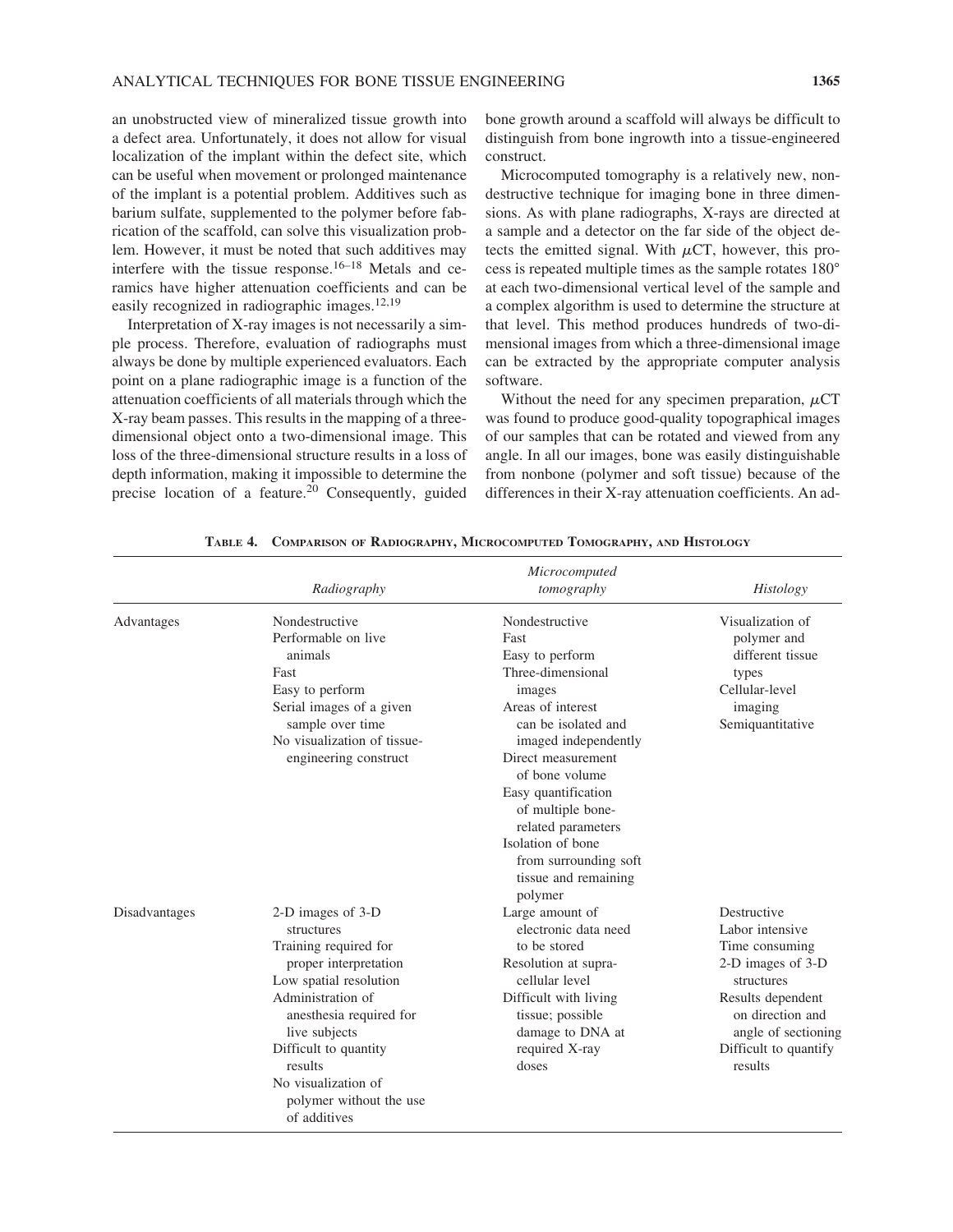an unobstructed view of mineralized tissue growth into a defect area. Unfortunately, it does not allow for visual localization of the implant within the defect site, which can be useful when movement or prolonged maintenance of the implant is a potential problem. Additives such as barium sulfate, supplemented to the polymer before fabrication of the scaffold, can solve this visualization problem. However, it must be noted that such additives may interfere with the tissue response.[16–18] Metals and ceramics have higher attenuation coefficients and can be easily recognized in radiographic images.[12,19]

Interpretation of X-ray images is not necessarily a simple process. Therefore, evaluation of radiographs must always be done by multiple experienced evaluators. Each point on a plane radiographic image is a function of the attenuation coefficients of all materials through which the X-ray beam passes. This results in the mapping of a three-dimensional object onto a two-dimensional image. This loss of the three-dimensional structure results in a loss of depth information, making it impossible to determine the precise location of a feature.[20] Consequently, guided bone growth around a scaffold will always be difficult to distinguish from bone ingrowth into a tissue-engineered construct.

Microcomputed tomography is a relatively new, nondestructive technique for imaging bone in three dimensions. As with plane radiographs, X-rays are directed at a sample and a detector on the far side of the object detects the emitted signal. With $\mu$CT, however, this process is repeated multiple times as the sample rotates 180° at each two-dimensional vertical level of the sample and a complex algorithm is used to determine the structure at that level. This method produces hundreds of two-dimensional images from which a three-dimensional image can be extracted by the appropriate computer analysis software.

Without the need for any specimen preparation, $\mu$CT was found to produce good-quality topographical images of our samples that can be rotated and viewed from any angle. In all our images, bone was easily distinguishable from nonbone (polymer and soft tissue) because of the differences in their X-ray attenuation coefficients. An ad-

**TABLE 4. COMPARISON OF RADIOGRAPHY, MICROCOMPUTED TOMOGRAPHY, AND HISTOLOGY**

| | *Radiography* | *Microcomputed tomography* | *Histology* |
|---|---|---|---|
| Advantages | Nondestructive<br>Performable on live animals<br>Fast<br>Easy to perform<br>Serial images of a given sample over time<br>No visualization of tissue-engineering construct | Nondestructive<br>Fast<br>Easy to perform<br>Three-dimensional images<br>Areas of interest can be isolated and imaged independently<br>Direct measurement of bone volume<br>Easy quantification of multiple bone-related parameters<br>Isolation of bone from surrounding soft tissue and remaining polymer | Visualization of polymer and different tissue types<br>Cellular-level imaging<br>Semiquantitative |
| Disadvantages | 2-D images of 3-D structures<br>Training required for proper interpretation<br>Low spatial resolution<br>Administration of anesthesia required for live subjects<br>Difficult to quantity results<br>No visualization of polymer without the use of additives | Large amount of electronic data need to be stored<br>Resolution at supra-cellular level<br>Difficult with living tissue; possible damage to DNA at required X-ray doses | Destructive<br>Labor intensive<br>Time consuming<br>2-D images of 3-D structures<br>Results dependent on direction and angle of sectioning<br>Difficult to quantify results |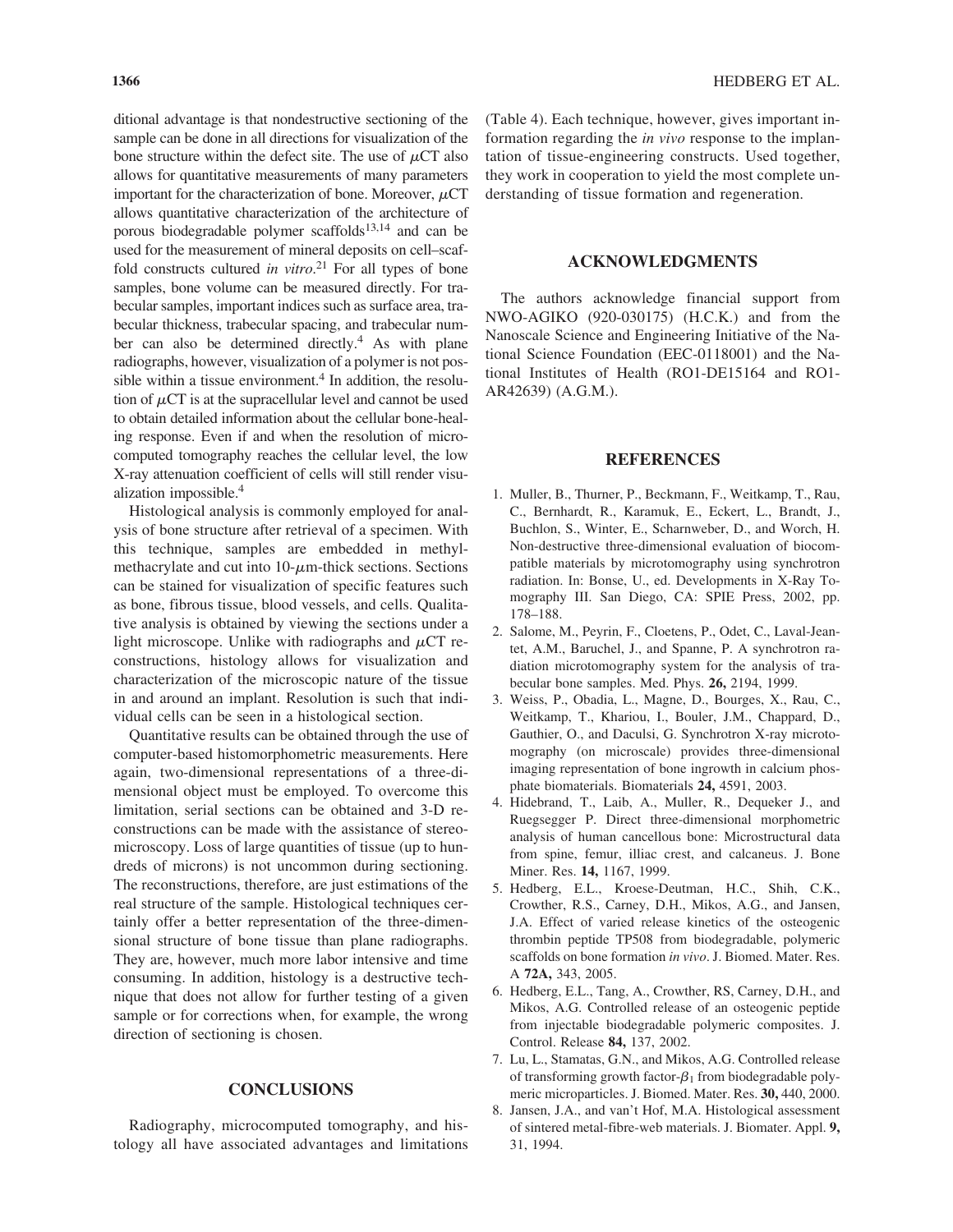ditional advantage is that nondestructive sectioning of the sample can be done in all directions for visualization of the bone structure within the defect site. The use of $\mu$CT also allows for quantitative measurements of many parameters important for the characterization of bone. Moreover, $\mu$CT allows quantitative characterization of the architecture of porous biodegradable polymer scaffolds[13,14] and can be used for the measurement of mineral deposits on cell–scaffold constructs cultured *in vitro*.[21] For all types of bone samples, bone volume can be measured directly. For trabecular samples, important indices such as surface area, trabecular thickness, trabecular spacing, and trabecular number can also be determined directly.[4] As with plane radiographs, however, visualization of a polymer is not possible within a tissue environment.[4] In addition, the resolution of $\mu$CT is at the supracellular level and cannot be used to obtain detailed information about the cellular bone-healing response. Even if and when the resolution of microcomputed tomography reaches the cellular level, the low X-ray attenuation coefficient of cells will still render visualization impossible.[4]

Histological analysis is commonly employed for analysis of bone structure after retrieval of a specimen. With this technique, samples are embedded in methylmethacrylate and cut into 10-$\mu$m-thick sections. Sections can be stained for visualization of specific features such as bone, fibrous tissue, blood vessels, and cells. Qualitative analysis is obtained by viewing the sections under a light microscope. Unlike with radiographs and $\mu$CT reconstructions, histology allows for visualization and characterization of the microscopic nature of the tissue in and around an implant. Resolution is such that individual cells can be seen in a histological section.

Quantitative results can be obtained through the use of computer-based histomorphometric measurements. Here again, two-dimensional representations of a three-dimensional object must be employed. To overcome this limitation, serial sections can be obtained and 3-D reconstructions can be made with the assistance of stereomicroscopy. Loss of large quantities of tissue (up to hundreds of microns) is not uncommon during sectioning. The reconstructions, therefore, are just estimations of the real structure of the sample. Histological techniques certainly offer a better representation of the three-dimensional structure of bone tissue than plane radiographs. They are, however, much more labor intensive and time consuming. In addition, histology is a destructive technique that does not allow for further testing of a given sample or for corrections when, for example, the wrong direction of sectioning is chosen.

## CONCLUSIONS

Radiography, microcomputed tomography, and histology all have associated advantages and limitations (Table 4). Each technique, however, gives important information regarding the *in vivo* response to the implantation of tissue-engineering constructs. Used together, they work in cooperation to yield the most complete understanding of tissue formation and regeneration.

## ACKNOWLEDGMENTS

The authors acknowledge financial support from NWO-AGIKO (920-030175) (H.C.K.) and from the Nanoscale Science and Engineering Initiative of the National Science Foundation (EEC-0118001) and the National Institutes of Health (RO1-DE15164 and RO1-AR42639) (A.G.M.).

## REFERENCES

1. Muller, B., Thurner, P., Beckmann, F., Weitkamp, T., Rau, C., Bernhardt, R., Karamuk, E., Eckert, L., Brandt, J., Buchlon, S., Winter, E., Scharnweber, D., and Worch, H. Non-destructive three-dimensional evaluation of biocompatible materials by microtomography using synchrotron radiation. In: Bonse, U., ed. Developments in X-Ray Tomography III. San Diego, CA: SPIE Press, 2002, pp. 178–188.
2. Salome, M., Peyrin, F., Cloetens, P., Odet, C., Laval-Jeantet, A.M., Baruchel, J., and Spanne, P. A synchrotron radiation microtomography system for the analysis of trabecular bone samples. Med. Phys. **26,** 2194, 1999.
3. Weiss, P., Obadia, L., Magne, D., Bourges, X., Rau, C., Weitkamp, T., Khariou, I., Bouler, J.M., Chappard, D., Gauthier, O., and Daculsi, G. Synchrotron X-ray microtomography (on microscale) provides three-dimensional imaging representation of bone ingrowth in calcium phosphate biomaterials. Biomaterials **24,** 4591, 2003.
4. Hidebrand, T., Laib, A., Muller, R., Dequeker J., and Ruegsegger P. Direct three-dimensional morphometric analysis of human cancellous bone: Microstructural data from spine, femur, illiac crest, and calcaneus. J. Bone Miner. Res. **14,** 1167, 1999.
5. Hedberg, E.L., Kroese-Deutman, H.C., Shih, C.K., Crowther, R.S., Carney, D.H., Mikos, A.G., and Jansen, J.A. Effect of varied release kinetics of the osteogenic thrombin peptide TP508 from biodegradable, polymeric scaffolds on bone formation *in vivo*. J. Biomed. Mater. Res. A **72A,** 343, 2005.
6. Hedberg, E.L., Tang, A., Crowther, RS, Carney, D.H., and Mikos, A.G. Controlled release of an osteogenic peptide from injectable biodegradable polymeric composites. J. Control. Release **84,** 137, 2002.
7. Lu, L., Stamatas, G.N., and Mikos, A.G. Controlled release of transforming growth factor-$\beta_1$ from biodegradable polymeric microparticles. J. Biomed. Mater. Res. **30,** 440, 2000.
8. Jansen, J.A., and van't Hof, M.A. Histological assessment of sintered metal-fibre-web materials. J. Biomater. Appl. **9,** 31, 1994.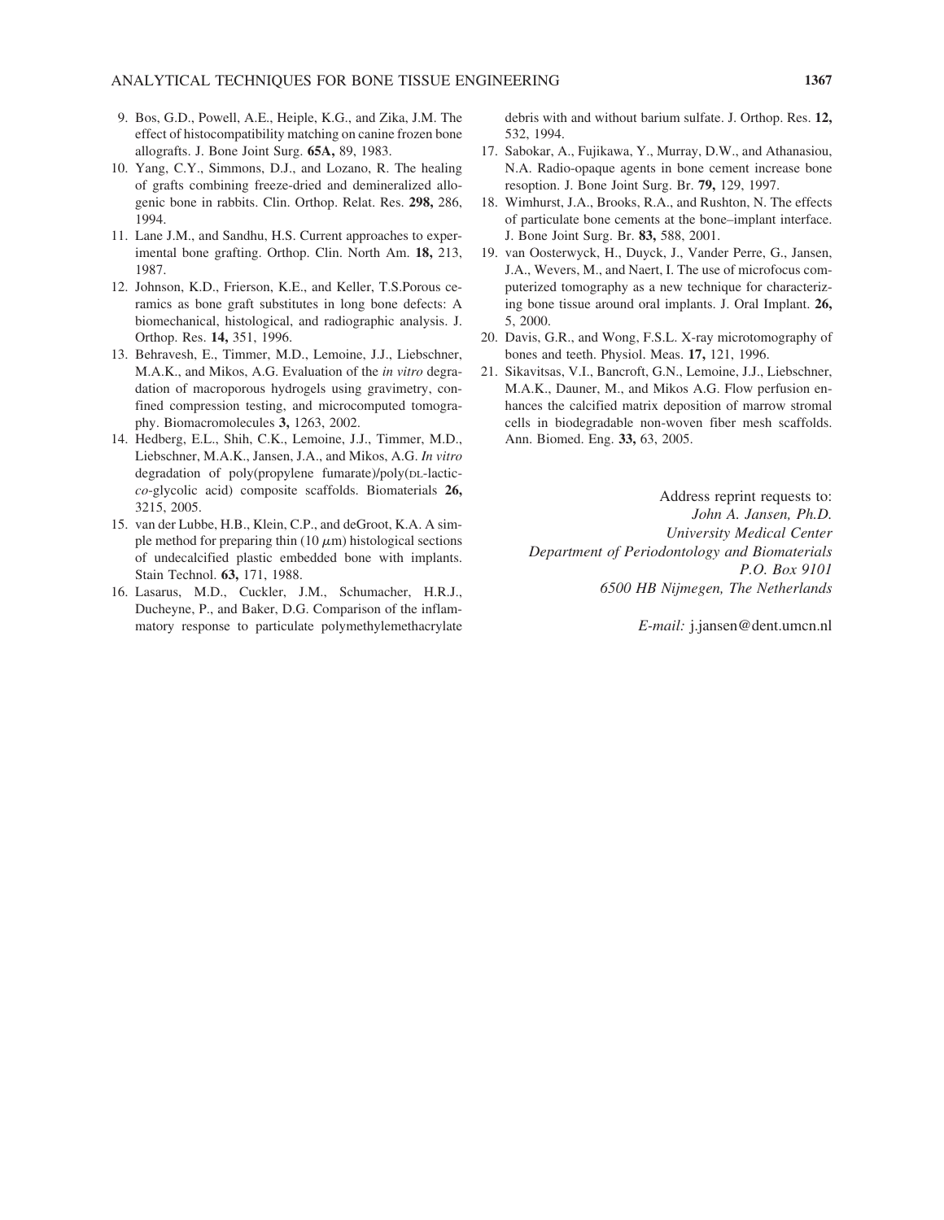9. Bos, G.D., Powell, A.E., Heiple, K.G., and Zika, J.M. The effect of histocompatibility matching on canine frozen bone allografts. J. Bone Joint Surg. **65A,** 89, 1983.
10. Yang, C.Y., Simmons, D.J., and Lozano, R. The healing of grafts combining freeze-dried and demineralized allogenic bone in rabbits. Clin. Orthop. Relat. Res. **298,** 286, 1994.
11. Lane J.M., and Sandhu, H.S. Current approaches to experimental bone grafting. Orthop. Clin. North Am. **18,** 213, 1987.
12. Johnson, K.D., Frierson, K.E., and Keller, T.S.Porous ceramics as bone graft substitutes in long bone defects: A biomechanical, histological, and radiographic analysis. J. Orthop. Res. **14,** 351, 1996.
13. Behravesh, E., Timmer, M.D., Lemoine, J.J., Liebschner, M.A.K., and Mikos, A.G. Evaluation of the *in vitro* degradation of macroporous hydrogels using gravimetry, confined compression testing, and microcomputed tomography. Biomacromolecules **3,** 1263, 2002.
14. Hedberg, E.L., Shih, C.K., Lemoine, J.J., Timmer, M.D., Liebschner, M.A.K., Jansen, J.A., and Mikos, A.G. *In vitro* degradation of poly(propylene fumarate)/poly(DL-lactic-*co*-glycolic acid) composite scaffolds. Biomaterials **26,** 3215, 2005.
15. van der Lubbe, H.B., Klein, C.P., and deGroot, K.A. A simple method for preparing thin (10 $\mu$m) histological sections of undecalcified plastic embedded bone with implants. Stain Technol. **63,** 171, 1988.
16. Lasarus, M.D., Cuckler, J.M., Schumacher, H.R.J., Ducheyne, P., and Baker, D.G. Comparison of the inflammatory response to particulate polymethylemethacrylate debris with and without barium sulfate. J. Orthop. Res. **12,** 532, 1994.
17. Sabokar, A., Fujikawa, Y., Murray, D.W., and Athanasiou, N.A. Radio-opaque agents in bone cement increase bone resoption. J. Bone Joint Surg. Br. **79,** 129, 1997.
18. Wimhurst, J.A., Brooks, R.A., and Rushton, N. The effects of particulate bone cements at the bone–implant interface. J. Bone Joint Surg. Br. **83,** 588, 2001.
19. van Oosterwyck, H., Duyck, J., Vander Perre, G., Jansen, J.A., Wevers, M., and Naert, I. The use of microfocus computerized tomography as a new technique for characterizing bone tissue around oral implants. J. Oral Implant. **26,** 5, 2000.
20. Davis, G.R., and Wong, F.S.L. X-ray microtomography of bones and teeth. Physiol. Meas. **17,** 121, 1996.
21. Sikavitsas, V.I., Bancroft, G.N., Lemoine, J.J., Liebschner, M.A.K., Dauner, M., and Mikos A.G. Flow perfusion enhances the calcified matrix deposition of marrow stromal cells in biodegradable non-woven fiber mesh scaffolds. Ann. Biomed. Eng. **33,** 63, 2005.

Address reprint requests to:
*John A. Jansen, Ph.D.*
*University Medical Center*
*Department of Periodontology and Biomaterials*
*P.O. Box 9101*
*6500 HB Nijmegen, The Netherlands*

*E-mail:* j.jansen@dent.umcn.nl